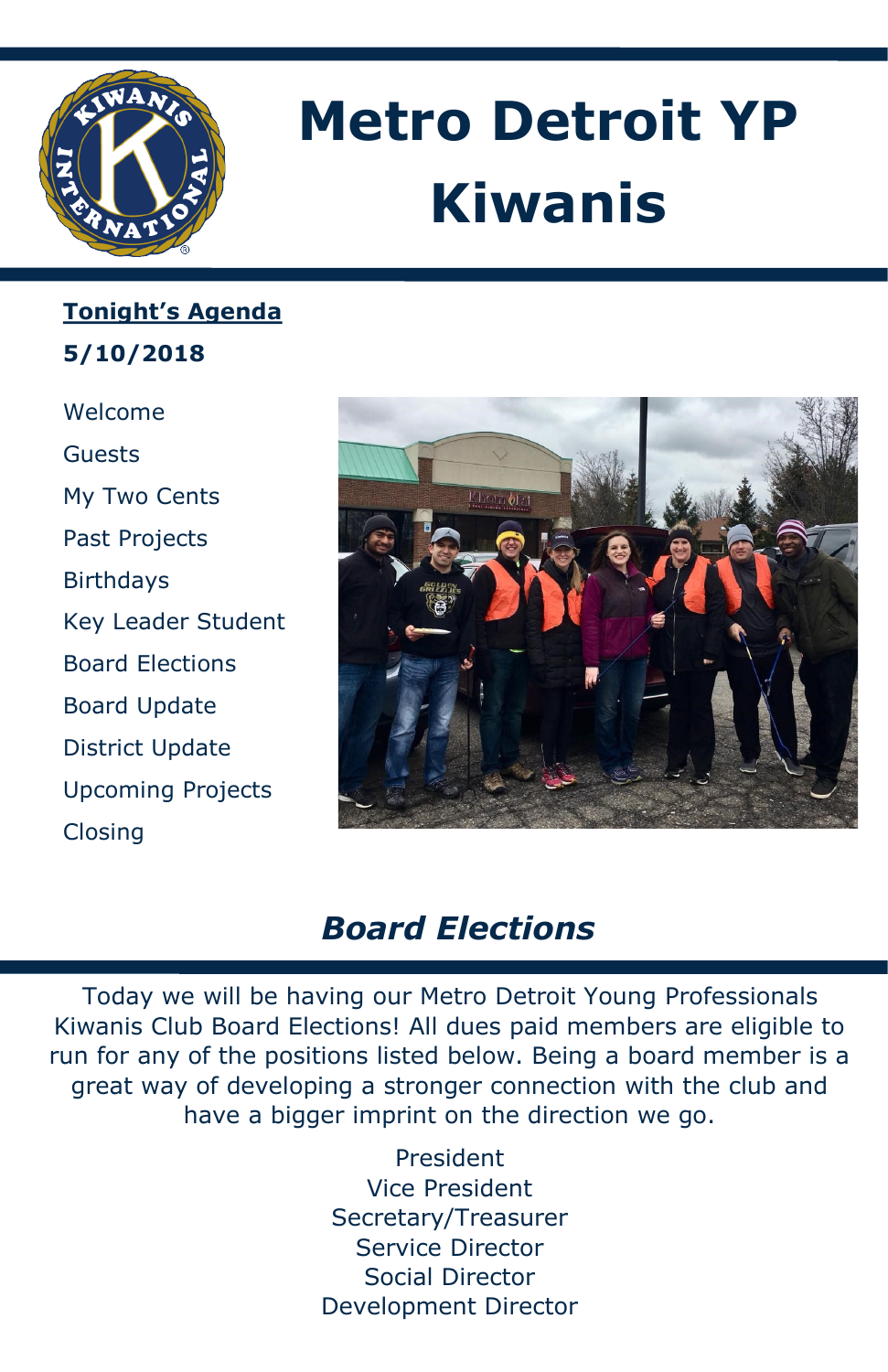# Metro Detroit YP Kiwanis

**Tonight's Agenda**

**5/10/2018**

Welcome

Guests

My Two Cents

Past Projects

Birthdays

Key Leader Student

Board Elections

Board Update

District Update

Upcoming Projects

Closing

## *Board Elections*

Today we will be having our Metro Detroit Young Professionals Kiwanis Club Board Elections! All dues paid members are eligible to run for any of the positions listed below. Being a board member is a great way of developing a stronger connection with the club and have a bigger imprint on the direction we go.

President
Vice President
Secretary/Treasurer
Service Director
Social Director
Development Director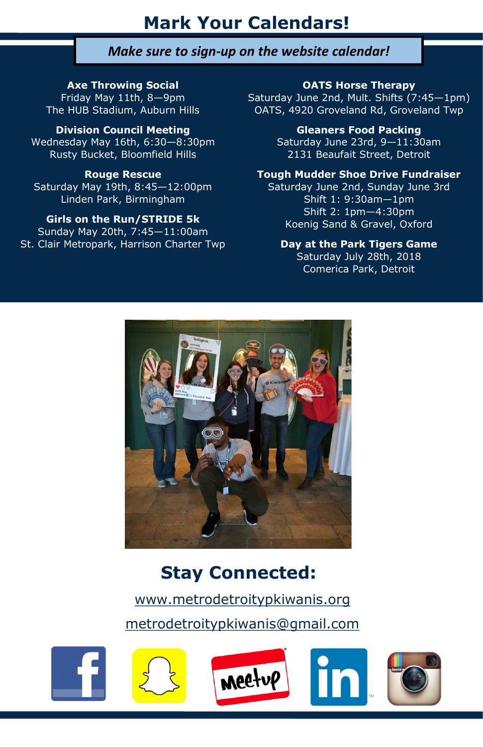# Mark Your Calendars!

***Make sure to sign-up on the website calendar!***

**Axe Throwing Social**
Friday May 11th, 8—9pm
The HUB Stadium, Auburn Hills

**Division Council Meeting**
Wednesday May 16th, 6:30—8:30pm
Rusty Bucket, Bloomfield Hills

**Rouge Rescue**
Saturday May 19th, 8:45—12:00pm
Linden Park, Birmingham

**Girls on the Run/STRIDE 5k**
Sunday May 20th, 7:45—11:00am
St. Clair Metropark, Harrison Charter Twp

**OATS Horse Therapy**
Saturday June 2nd, Mult. Shifts (7:45—1pm)
OATS, 4920 Groveland Rd, Groveland Twp

**Gleaners Food Packing**
Saturday June 23rd, 9—11:30am
2131 Beaufait Street, Detroit

**Tough Mudder Shoe Drive Fundraiser**
Saturday June 2nd, Sunday June 3rd
Shift 1: 9:30am—1pm
Shift 2: 1pm—4:30pm
Koenig Sand & Gravel, Oxford

**Day at the Park Tigers Game**
Saturday July 28th, 2018
Comerica Park, Detroit

## Stay Connected:

www.metrodetroitypkiwanis.org

metrodetroitypkiwanis@gmail.com